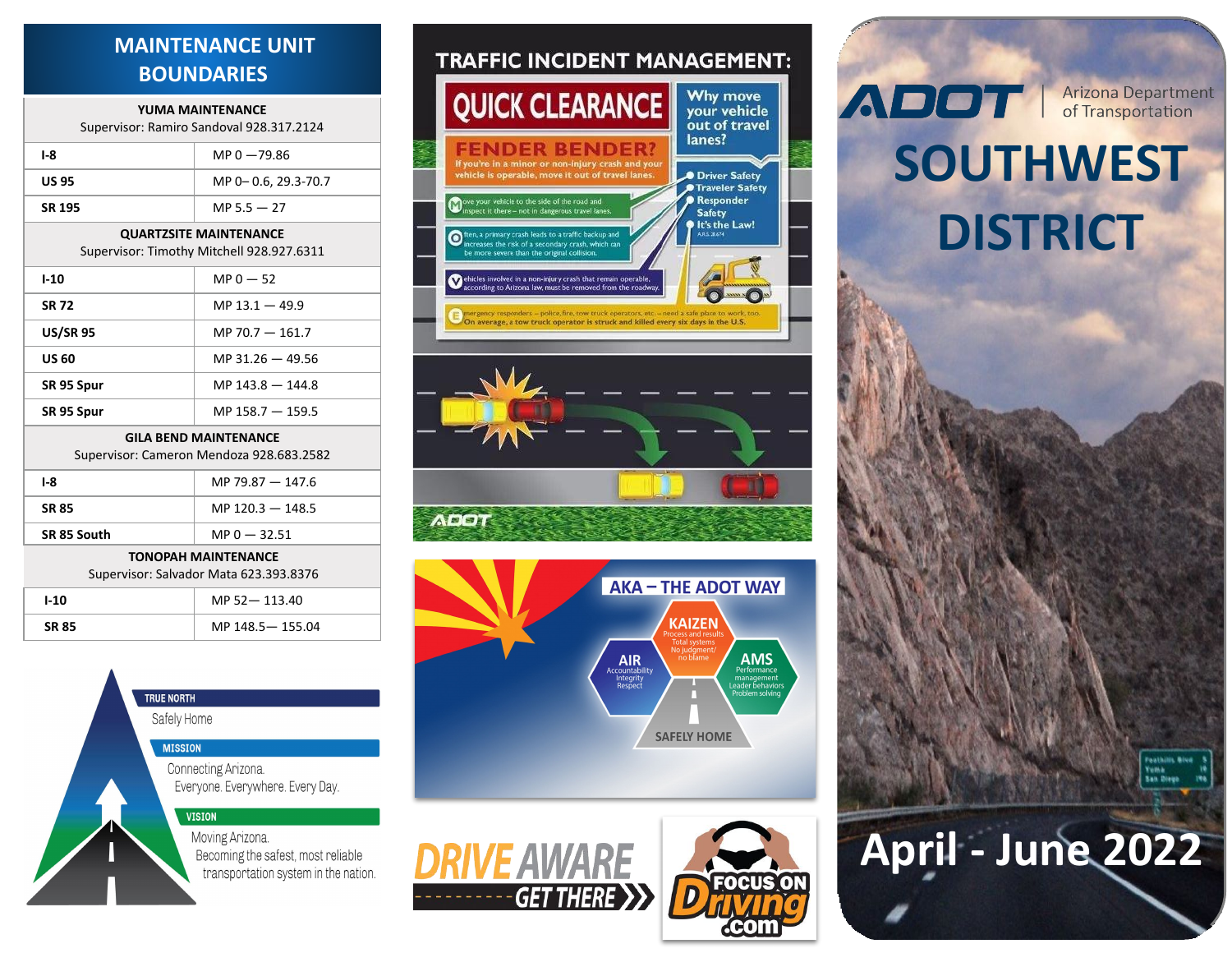## MAINTENANCE UNIT BOUNDARIES

| Route | Mileposts |
|---|---|
| **YUMA MAINTENANCE** Supervisor: Ramiro Sandoval 928.317.2124 | |
| **I-8** | MP 0 —79.86 |
| **US 95** | MP 0– 0.6, 29.3-70.7 |
| **SR 195** | MP 5.5 — 27 |
| **QUARTZSITE MAINTENANCE** Supervisor: Timothy Mitchell 928.927.6311 | |
| **I-10** | MP 0 — 52 |
| **SR 72** | MP 13.1 — 49.9 |
| **US/SR 95** | MP 70.7 — 161.7 |
| **US 60** | MP 31.26 — 49.56 |
| **SR 95 Spur** | MP 143.8 — 144.8 |
| **SR 95 Spur** | MP 158.7 — 159.5 |
| **GILA BEND MAINTENANCE** Supervisor: Cameron Mendoza 928.683.2582 | |
| **I-8** | MP 79.87 — 147.6 |
| **SR 85** | MP 120.3 — 148.5 |
| **SR 85 South** | MP 0 — 32.51 |
| **TONOPAH MAINTENANCE** Supervisor: Salvador Mata 623.393.8376 | |
| **I-10** | MP 52— 113.40 |
| **SR 85** | MP 148.5— 155.04 |

**TRUE NORTH**
Safely Home

**MISSION**
Connecting Arizona.
Everyone. Everywhere. Every Day.

**VISION**
Moving Arizona.
Becoming the safest, most reliable transportation system in the nation.

## TRAFFIC INCIDENT MANAGEMENT:

### QUICK CLEARANCE

**FENDER BENDER?**
If you're in a minor or non-injury crash and your vehicle is operable, move it out of travel lanes.

**Why move your vehicle out of travel lanes?**
- Driver Safety
- Traveler Safety
- Responder Safety
- It's the Law! A.R.S. 28674

**M**ove your vehicle to the side of the road and inspect it there – not in dangerous travel lanes.

**O**ften, a primary crash leads to a traffic backup and increases the risk of a secondary crash, which can be more severe than the original collision.

**V**ehicles involved in a non-injury crash that remain operable, according to Arizona law, must be removed from the roadway.

**E**mergency responders – police, fire, tow truck operators, etc. – need a safe place to work, too. On average, a tow truck operator is struck and killed every six days in the U.S.

ADOT

### AKA – THE ADOT WAY

- **KAIZEN**: Process and results, Total systems, No judgment/ no blame
- **AIR**: Accountability, Integrity, Respect
- **AMS**: Performance management, Leader behaviors, Problem solving
- SAFELY HOME

DRIVE AWARE GET THERE

FOCUS ON Driving .com

# ADOT Arizona Department of Transportation

# SOUTHWEST DISTRICT

## April - June 2022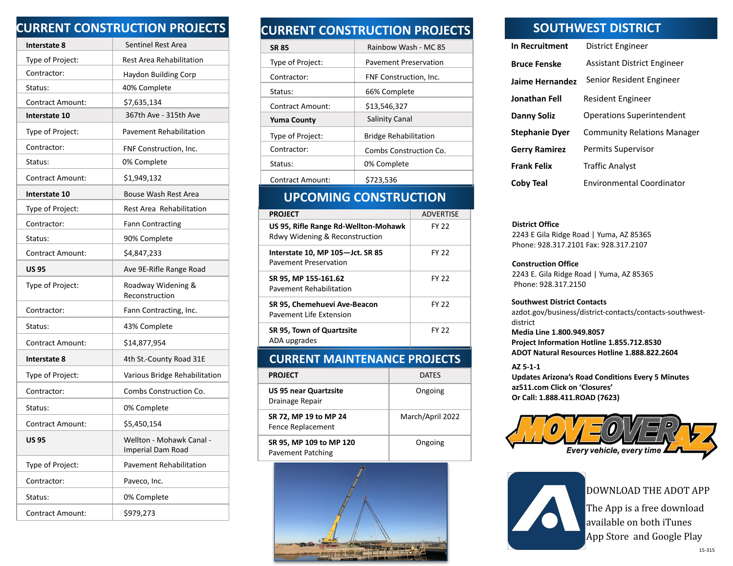## CURRENT CONSTRUCTION PROJECTS

| | |
|---|---|
| **Interstate 8** | Sentinel Rest Area |
| Type of Project: | Rest Area Rehabilitation |
| Contractor: | Haydon Building Corp |
| Status: | 40% Complete |
| Contract Amount: | $7,635,134 |
| **Interstate 10** | 367th Ave - 315th Ave |
| Type of Project: | Pavement Rehabilitation |
| Contractor: | FNF Construction, Inc. |
| Status: | 0% Complete |
| Contract Amount: | $1,949,132 |
| **Interstate 10** | Bouse Wash Rest Area |
| Type of Project: | Rest Area Rehabilitation |
| Contractor: | Fann Contracting |
| Status: | 90% Complete |
| Contract Amount: | $4,847,233 |
| **US 95** | Ave 9E-Rifle Range Road |
| Type of Project: | Roadway Widening & Reconstruction |
| Contractor: | Fann Contracting, Inc. |
| Status: | 43% Complete |
| Contract Amount: | $14,877,954 |
| **Interstate 8** | 4th St.-County Road 31E |
| Type of Project: | Various Bridge Rehabilitation |
| Contractor: | Combs Construction Co. |
| Status: | 0% Complete |
| Contract Amount: | $5,450,154 |
| **US 95** | Wellton - Mohawk Canal - Imperial Dam Road |
| Type of Project: | Pavement Rehabilitation |
| Contractor: | Paveco, Inc. |
| Status: | 0% Complete |
| Contract Amount: | $979,273 |

## CURRENT CONSTRUCTION PROJECTS

| | |
|---|---|
| **SR 85** | Rainbow Wash - MC 85 |
| Type of Project: | Pavement Preservation |
| Contractor: | FNF Construction, Inc. |
| Status: | 66% Complete |
| Contract Amount: | $13,546,327 |
| **Yuma County** | Salinity Canal |
| Type of Project: | Bridge Rehabilitation |
| Contractor: | Combs Construction Co. |
| Status: | 0% Complete |
| Contract Amount: | $723,536 |

## UPCOMING CONSTRUCTION

| PROJECT | ADVERTISE |
|---|---|
| **US 95, Rifle Range Rd-Wellton-Mohawk** Rdwy Widening & Reconstruction | FY 22 |
| **Interstate 10, MP 105—Jct. SR 85** Pavement Preservation | FY 22 |
| **SR 95, MP 155-161.62** Pavement Rehabilitation | FY 22 |
| **SR 95, Chemehuevi Ave-Beacon** Pavement Life Extension | FY 22 |
| **SR 95, Town of Quartzsite** ADA upgrades | FY 22 |

## CURRENT MAINTENANCE PROJECTS

| PROJECT | DATES |
|---|---|
| **US 95 near Quartzsite** Drainage Repair | Ongoing |
| **SR 72, MP 19 to MP 24** Fence Replacement | March/April 2022 |
| **SR 95, MP 109 to MP 120** Pavement Patching | Ongoing |

## SOUTHWEST DISTRICT

| | |
|---|---|
| **In Recruitment** | District Engineer |
| **Bruce Fenske** | Assistant District Engineer |
| **Jaime Hernandez** | Senior Resident Engineer |
| **Jonathan Fell** | Resident Engineer |
| **Danny Soliz** | Operations Superintendent |
| **Stephanie Dyer** | Community Relations Manager |
| **Gerry Ramirez** | Permits Supervisor |
| **Frank Felix** | Traffic Analyst |
| **Coby Teal** | Environmental Coordinator |

**District Office**
2243 E Gila Ridge Road | Yuma, AZ 85365
Phone: 928.317.2101 Fax: 928.317.2107

**Construction Office**
2243 E. Gila Ridge Road | Yuma, AZ 85365
Phone: 928.317.2150

**Southwest District Contacts**
azdot.gov/business/district-contacts/contacts-southwest-district
**Media Line 1.800.949.8057**
**Project Information Hotline 1.855.712.8530**
**ADOT Natural Resources Hotline 1.888.822.2604**

**AZ 5-1-1**
**Updates Arizona's Road Conditions Every 5 Minutes**
**az511.com Click on 'Closures'**
**Or Call: 1.888.411.ROAD (7623)**

MOVEOVERAZ
*Every vehicle, every time*

DOWNLOAD THE ADOT APP

The App is a free download available on both iTunes App Store and Google Play

15-315